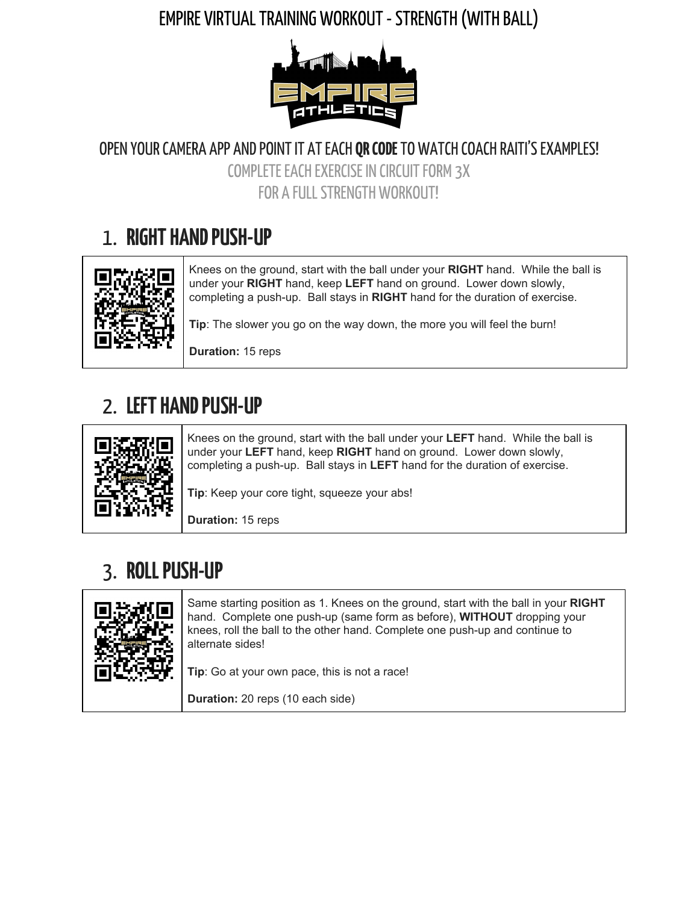# EMPIRE VIRTUAL TRAINING WORKOUT - STRENGTH (WITH BALL)

OPEN YOUR CAMERA APP AND POINT IT AT EACH **QR CODE** TO WATCH COACH RAITI'S EXAMPLES!

COMPLETE EACH EXERCISE IN CIRCUIT FORM 3X
FOR A FULL STRENGTH WORKOUT!

## 1. RIGHT HAND PUSH-UP

Knees on the ground, start with the ball under your **RIGHT** hand. While the ball is under your **RIGHT** hand, keep **LEFT** hand on ground. Lower down slowly, completing a push-up. Ball stays in **RIGHT** hand for the duration of exercise.

**Tip**: The slower you go on the way down, the more you will feel the burn!

**Duration:** 15 reps

## 2. LEFT HAND PUSH-UP

Knees on the ground, start with the ball under your **LEFT** hand. While the ball is under your **LEFT** hand, keep **RIGHT** hand on ground. Lower down slowly, completing a push-up. Ball stays in **LEFT** hand for the duration of exercise.

**Tip**: Keep your core tight, squeeze your abs!

**Duration:** 15 reps

## 3. ROLL PUSH-UP

Same starting position as 1. Knees on the ground, start with the ball in your **RIGHT** hand. Complete one push-up (same form as before), **WITHOUT** dropping your knees, roll the ball to the other hand. Complete one push-up and continue to alternate sides!

**Tip**: Go at your own pace, this is not a race!

**Duration:** 20 reps (10 each side)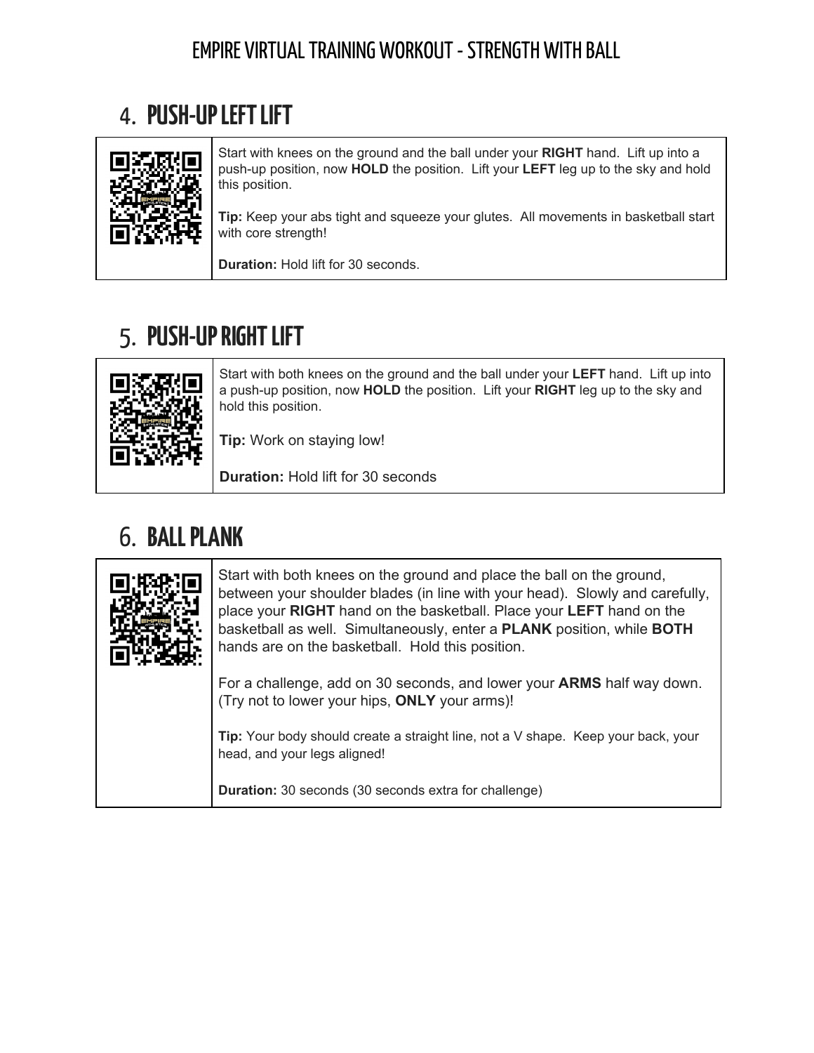# EMPIRE VIRTUAL TRAINING WORKOUT - STRENGTH WITH BALL

## 4. PUSH-UP LEFT LIFT

Start with knees on the ground and the ball under your **RIGHT** hand. Lift up into a push-up position, now **HOLD** the position. Lift your **LEFT** leg up to the sky and hold this position.

**Tip:** Keep your abs tight and squeeze your glutes. All movements in basketball start with core strength!

**Duration:** Hold lift for 30 seconds.

## 5. PUSH-UP RIGHT LIFT

Start with both knees on the ground and the ball under your **LEFT** hand. Lift up into a push-up position, now **HOLD** the position. Lift your **RIGHT** leg up to the sky and hold this position.

**Tip:** Work on staying low!

**Duration:** Hold lift for 30 seconds

## 6. BALL PLANK

Start with both knees on the ground and place the ball on the ground, between your shoulder blades (in line with your head). Slowly and carefully, place your **RIGHT** hand on the basketball. Place your **LEFT** hand on the basketball as well. Simultaneously, enter a **PLANK** position, while **BOTH** hands are on the basketball. Hold this position.

For a challenge, add on 30 seconds, and lower your **ARMS** half way down. (Try not to lower your hips, **ONLY** your arms)!

**Tip:** Your body should create a straight line, not a V shape. Keep your back, your head, and your legs aligned!

**Duration:** 30 seconds (30 seconds extra for challenge)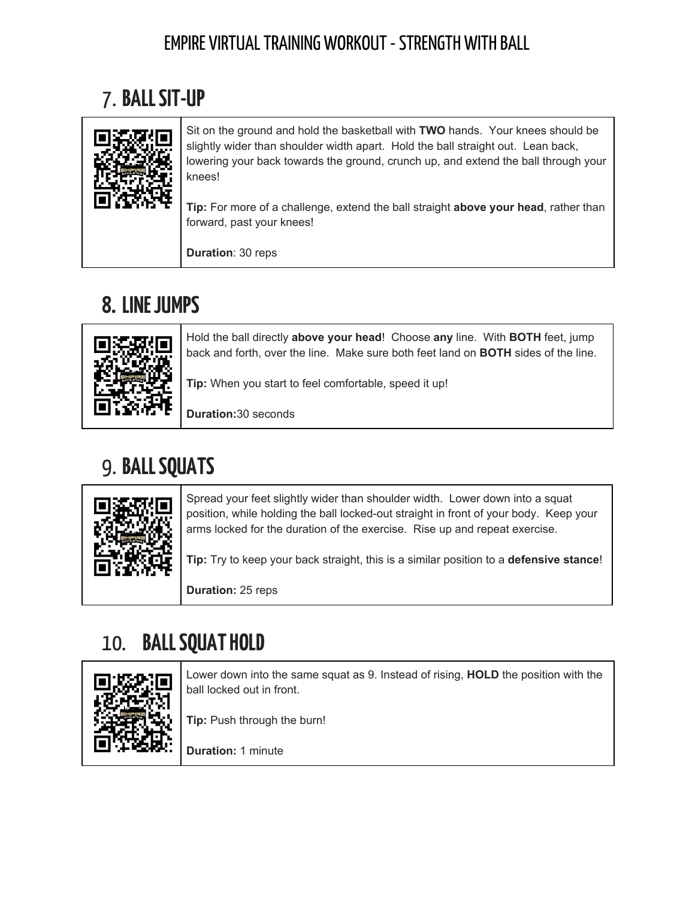# EMPIRE VIRTUAL TRAINING WORKOUT - STRENGTH WITH BALL

## 7. BALL SIT-UP

Sit on the ground and hold the basketball with **TWO** hands. Your knees should be slightly wider than shoulder width apart. Hold the ball straight out. Lean back, lowering your back towards the ground, crunch up, and extend the ball through your knees!

**Tip:** For more of a challenge, extend the ball straight **above your head**, rather than forward, past your knees!

**Duration**: 30 reps

## 8. LINE JUMPS

Hold the ball directly **above your head**! Choose **any** line. With **BOTH** feet, jump back and forth, over the line. Make sure both feet land on **BOTH** sides of the line.

**Tip:** When you start to feel comfortable, speed it up!

**Duration:**30 seconds

## 9. BALL SQUATS

Spread your feet slightly wider than shoulder width. Lower down into a squat position, while holding the ball locked-out straight in front of your body. Keep your arms locked for the duration of the exercise. Rise up and repeat exercise.

**Tip:** Try to keep your back straight, this is a similar position to a **defensive stance**!

**Duration:** 25 reps

## 10. BALL SQUAT HOLD

Lower down into the same squat as 9. Instead of rising, **HOLD** the position with the ball locked out in front.

**Tip:** Push through the burn!

**Duration:** 1 minute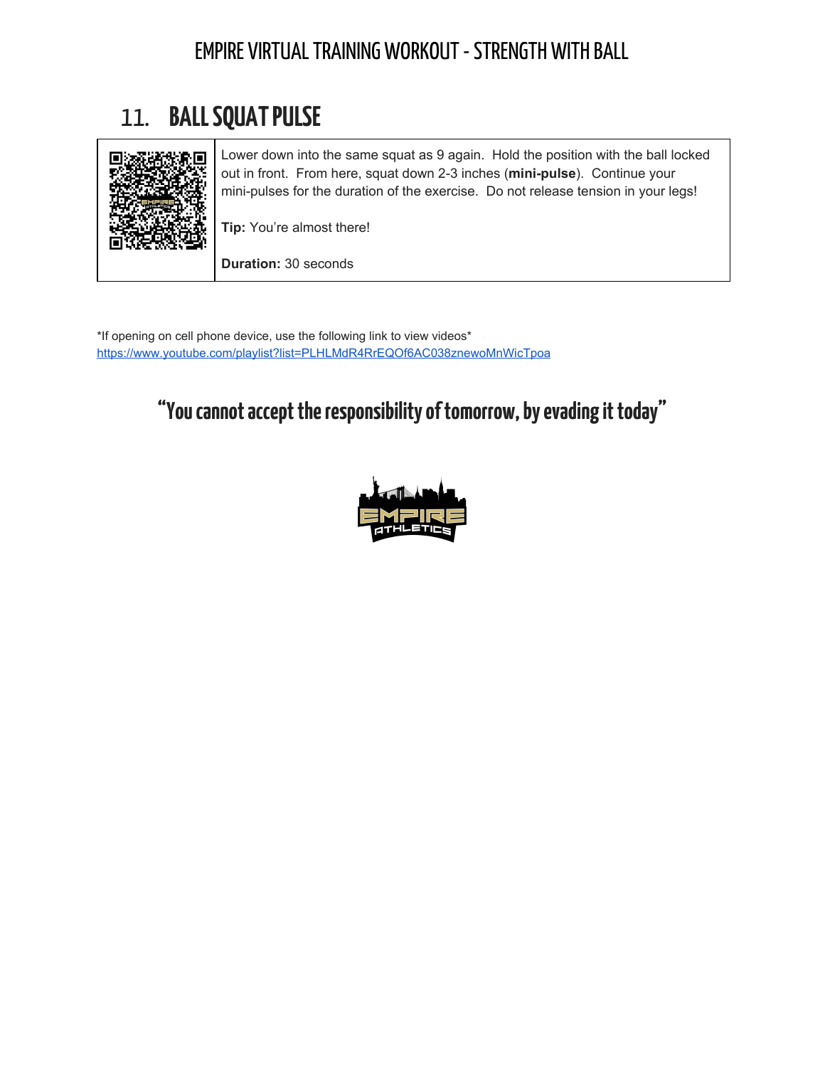# EMPIRE VIRTUAL TRAINING WORKOUT - STRENGTH WITH BALL

## 11. BALL SQUAT PULSE

| | |
|---|---|
| | Lower down into the same squat as 9 again. Hold the position with the ball locked out in front. From here, squat down 2-3 inches (**mini-pulse**). Continue your mini-pulses for the duration of the exercise. Do not release tension in your legs!<br><br>**Tip:** You're almost there!<br><br>**Duration:** 30 seconds |

*If opening on cell phone device, use the following link to view videos*
https://www.youtube.com/playlist?list=PLHLMdR4RrEQOf6AC038znewoMnWicTpoa

**"You cannot accept the responsibility of tomorrow, by evading it today"**